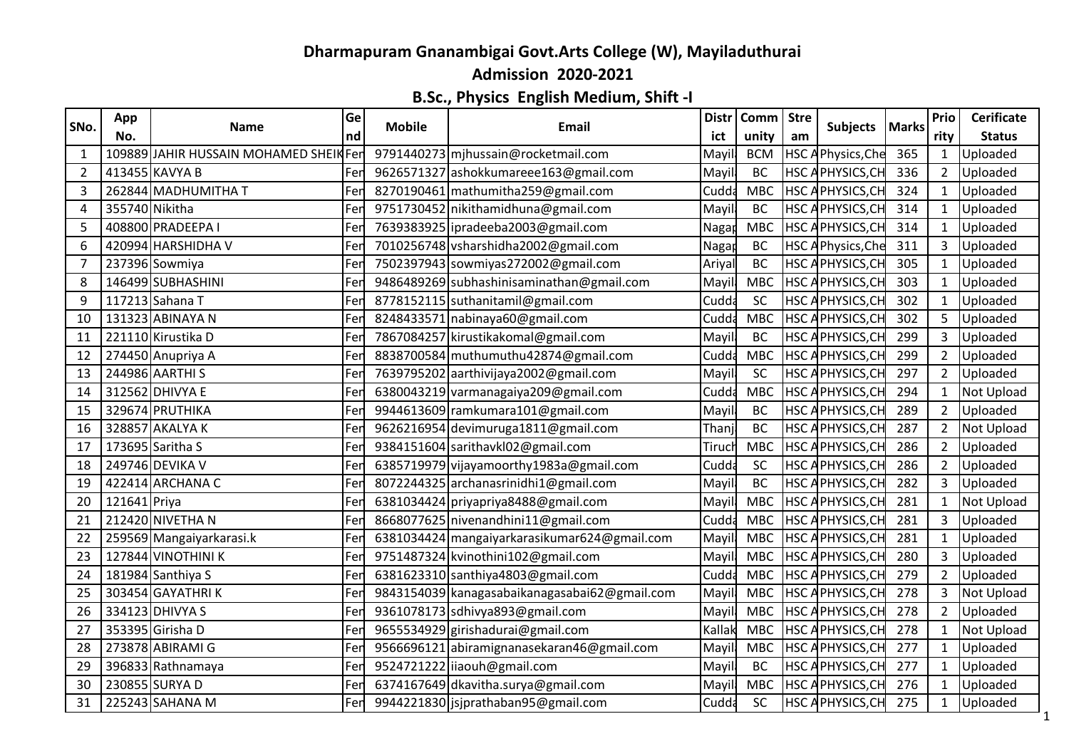# Dharmapuram Gnanambigai Govt.Arts College (W), Mayiladuthurai

## Admission 2020-2021

### B.Sc., Physics English Medium, Shift -I

| SNo. | App No. | Name | Gend | Mobile | Email | District | Community | Stream | Subjects | Marks | Priority | Cerificate Status |
|---|---|---|---|---|---|---|---|---|---|---|---|---|
| 1 | 109889 | JAHIR HUSSAIN MOHAMED SHEIK | Fem | 9791440273 | mjhussain@rocketmail.com | Mayil | BCM | HSC A | Physics,Che | 365 | 1 | Uploaded |
| 2 | 413455 | KAVYA B | Fem | 9626571327 | ashokkumareee163@gmail.com | Mayil | BC | HSC A | PHYSICS,CH | 336 | 2 | Uploaded |
| 3 | 262844 | MADHUMITHA T | Fem | 8270190461 | mathumitha259@gmail.com | Cudda | MBC | HSC A | PHYSICS,CH | 324 | 1 | Uploaded |
| 4 | 355740 | Nikitha | Fem | 9751730452 | nikithamidhuna@gmail.com | Mayil | BC | HSC A | PHYSICS,CH | 314 | 1 | Uploaded |
| 5 | 408800 | PRADEEPA I | Fem | 7639383925 | ipradeeba2003@gmail.com | Nagap | MBC | HSC A | PHYSICS,CH | 314 | 1 | Uploaded |
| 6 | 420994 | HARSHIDHA V | Fem | 7010256748 | vsharshidha2002@gmail.com | Nagap | BC | HSC A | Physics,Che | 311 | 3 | Uploaded |
| 7 | 237396 | Sowmiya | Fem | 7502397943 | sowmiyas272002@gmail.com | Ariyal | BC | HSC A | PHYSICS,CH | 305 | 1 | Uploaded |
| 8 | 146499 | SUBHASHINI | Fem | 9486489269 | subhashinisaminathan@gmail.com | Mayil | MBC | HSC A | PHYSICS,CH | 303 | 1 | Uploaded |
| 9 | 117213 | Sahana T | Fem | 8778152115 | suthanitamil@gmail.com | Cudda | SC | HSC A | PHYSICS,CH | 302 | 1 | Uploaded |
| 10 | 131323 | ABINAYA N | Fem | 8248433571 | nabinaya60@gmail.com | Cudda | MBC | HSC A | PHYSICS,CH | 302 | 5 | Uploaded |
| 11 | 221110 | Kirustika D | Fem | 7867084257 | kirustikakomal@gmail.com | Mayil | BC | HSC A | PHYSICS,CH | 299 | 3 | Uploaded |
| 12 | 274450 | Anupriya A | Fem | 8838700584 | muthumuthu42874@gmail.com | Cudda | MBC | HSC A | PHYSICS,CH | 299 | 2 | Uploaded |
| 13 | 244986 | AARTHI S | Fem | 7639795202 | aarthivijaya2002@gmail.com | Mayil | SC | HSC A | PHYSICS,CH | 297 | 2 | Uploaded |
| 14 | 312562 | DHIVYA E | Fem | 6380043219 | varmanagaiya209@gmail.com | Cudda | MBC | HSC A | PHYSICS,CH | 294 | 1 | Not Upload |
| 15 | 329674 | PRUTHIKA | Fem | 9944613609 | ramkumara101@gmail.com | Mayil | BC | HSC A | PHYSICS,CH | 289 | 2 | Uploaded |
| 16 | 328857 | AKALYA K | Fem | 9626216954 | devimuruga1811@gmail.com | Thanj | BC | HSC A | PHYSICS,CH | 287 | 2 | Not Upload |
| 17 | 173695 | Saritha S | Fem | 9384151604 | sarithavkl02@gmail.com | Tiruch | MBC | HSC A | PHYSICS,CH | 286 | 2 | Uploaded |
| 18 | 249746 | DEVIKA V | Fem | 6385719979 | vijayamoorthy1983a@gmail.com | Cudda | SC | HSC A | PHYSICS,CH | 286 | 2 | Uploaded |
| 19 | 422414 | ARCHANA C | Fem | 8072244325 | archanasrinidhi1@gmail.com | Mayil | BC | HSC A | PHYSICS,CH | 282 | 3 | Uploaded |
| 20 | 121641 | Priya | Fem | 6381034424 | priyapriya8488@gmail.com | Mayil | MBC | HSC A | PHYSICS,CH | 281 | 1 | Not Upload |
| 21 | 212420 | NIVETHA N | Fem | 8668077625 | nivenandhini11@gmail.com | Cudda | MBC | HSC A | PHYSICS,CH | 281 | 3 | Uploaded |
| 22 | 259569 | Mangaiyarkarasi.k | Fem | 6381034424 | mangaiyarkarasikumar624@gmail.com | Mayil | MBC | HSC A | PHYSICS,CH | 281 | 1 | Uploaded |
| 23 | 127844 | VINOTHINI K | Fem | 9751487324 | kvinothini102@gmail.com | Mayil | MBC | HSC A | PHYSICS,CH | 280 | 3 | Uploaded |
| 24 | 181984 | Santhiya S | Fem | 6381623310 | santhiya4803@gmail.com | Cudda | MBC | HSC A | PHYSICS,CH | 279 | 2 | Uploaded |
| 25 | 303454 | GAYATHRI K | Fem | 9843154039 | kanagasabaikanagasabai62@gmail.com | Mayil | MBC | HSC A | PHYSICS,CH | 278 | 3 | Not Upload |
| 26 | 334123 | DHIVYA S | Fem | 9361078173 | sdhivya893@gmail.com | Mayil | MBC | HSC A | PHYSICS,CH | 278 | 2 | Uploaded |
| 27 | 353395 | Girisha D | Fem | 9655534929 | girishadurai@gmail.com | Kallak | MBC | HSC A | PHYSICS,CH | 278 | 1 | Not Upload |
| 28 | 273878 | ABIRAMI G | Fem | 9566696121 | abiramignanasekaran46@gmail.com | Mayil | MBC | HSC A | PHYSICS,CH | 277 | 1 | Uploaded |
| 29 | 396833 | Rathnamaya | Fem | 9524721222 | iiaouh@gmail.com | Mayil | BC | HSC A | PHYSICS,CH | 277 | 1 | Uploaded |
| 30 | 230855 | SURYA D | Fem | 6374167649 | dkavitha.surya@gmail.com | Mayil | MBC | HSC A | PHYSICS,CH | 276 | 1 | Uploaded |
| 31 | 225243 | SAHANA M | Fem | 9944221830 | jsjprathaban95@gmail.com | Cudda | SC | HSC A | PHYSICS,CH | 275 | 1 | Uploaded |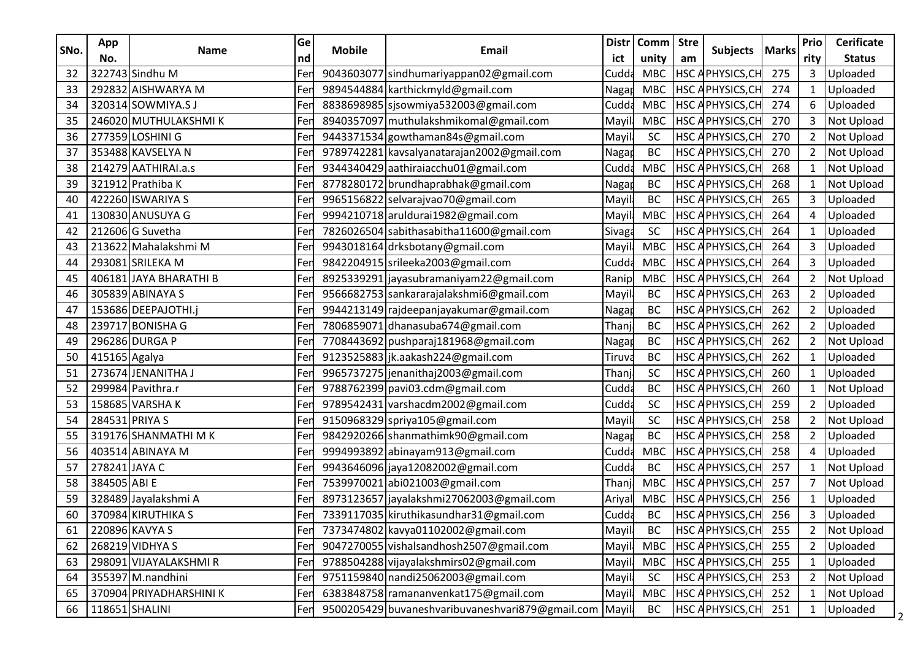| SNo. | App No. | Name | Gend | Mobile | Email | District | Community | Stream | Subjects | Marks | Priority | Cerificate Status |
|---|---|---|---|---|---|---|---|---|---|---|---|---|
| 32 | 322743 | Sindhu M | Fer | 9043603077 | sindhumariyappan02@gmail.com | Cudda | MBC | HSC A | PHYSICS,CH | 275 | 3 | Uploaded |
| 33 | 292832 | AISHWARYA M | Fer | 9894544884 | karthickmyld@gmail.com | Nagap | MBC | HSC A | PHYSICS,CH | 274 | 1 | Uploaded |
| 34 | 320314 | SOWMIYA.S J | Fer | 8838698985 | sjsowmiya532003@gmail.com | Cudda | MBC | HSC A | PHYSICS,CH | 274 | 6 | Uploaded |
| 35 | 246020 | MUTHULAKSHMI K | Fer | 8940357097 | muthulakshmikomal@gmail.com | Mayil | MBC | HSC A | PHYSICS,CH | 270 | 3 | Not Upload |
| 36 | 277359 | LOSHINI G | Fer | 9443371534 | gowthaman84s@gmail.com | Mayil | SC | HSC A | PHYSICS,CH | 270 | 2 | Not Upload |
| 37 | 353488 | KAVSELYA N | Fer | 9789742281 | kavsalyanatarajan2002@gmail.com | Nagap | BC | HSC A | PHYSICS,CH | 270 | 2 | Not Upload |
| 38 | 214279 | AATHIRAI.a.s | Fer | 9344340429 | aathiraiacchu01@gmail.com | Cudda | MBC | HSC A | PHYSICS,CH | 268 | 1 | Not Upload |
| 39 | 321912 | Prathiba K | Fer | 8778280172 | brundhaprabhak@gmail.com | Nagap | BC | HSC A | PHYSICS,CH | 268 | 1 | Not Upload |
| 40 | 422260 | ISWARIYA S | Fer | 9965156822 | selvarajvao70@gmail.com | Mayil | BC | HSC A | PHYSICS,CH | 265 | 3 | Uploaded |
| 41 | 130830 | ANUSUYA G | Fer | 9994210718 | aruldurai1982@gmail.com | Mayil | MBC | HSC A | PHYSICS,CH | 264 | 4 | Uploaded |
| 42 | 212606 | G Suvetha | Fer | 7826026504 | sabithasabitha11600@gmail.com | Sivaga | SC | HSC A | PHYSICS,CH | 264 | 1 | Uploaded |
| 43 | 213622 | Mahalakshmi M | Fer | 9943018164 | drksbotany@gmail.com | Mayil | MBC | HSC A | PHYSICS,CH | 264 | 3 | Uploaded |
| 44 | 293081 | SRILEKA M | Fer | 9842204915 | srileeka2003@gmail.com | Cudda | MBC | HSC A | PHYSICS,CH | 264 | 3 | Uploaded |
| 45 | 406181 | JAYA BHARATHI B | Fer | 8925339291 | jayasubramaniyam22@gmail.com | Ranip | MBC | HSC A | PHYSICS,CH | 264 | 2 | Not Upload |
| 46 | 305839 | ABINAYA S | Fer | 9566682753 | sankararajalakshmi6@gmail.com | Mayil | BC | HSC A | PHYSICS,CH | 263 | 2 | Uploaded |
| 47 | 153686 | DEEPAJOTHI.j | Fer | 9944213149 | rajdeepanjayakumar@gmail.com | Nagap | BC | HSC A | PHYSICS,CH | 262 | 2 | Uploaded |
| 48 | 239717 | BONISHA G | Fer | 7806859071 | dhanasuba674@gmail.com | Thanj | BC | HSC A | PHYSICS,CH | 262 | 2 | Uploaded |
| 49 | 296286 | DURGA P | Fer | 7708443692 | pushparaj181968@gmail.com | Nagap | BC | HSC A | PHYSICS,CH | 262 | 2 | Not Upload |
| 50 | 415165 | Agalya | Fer | 9123525883 | jk.aakash224@gmail.com | Tiruva | BC | HSC A | PHYSICS,CH | 262 | 1 | Uploaded |
| 51 | 273674 | JENANITHA J | Fer | 9965737275 | jenanithaj2003@gmail.com | Thanj | SC | HSC A | PHYSICS,CH | 260 | 1 | Uploaded |
| 52 | 299984 | Pavithra.r | Fer | 9788762399 | pavi03.cdm@gmail.com | Cudda | BC | HSC A | PHYSICS,CH | 260 | 1 | Not Upload |
| 53 | 158685 | VARSHA K | Fer | 9789542431 | varshacdm2002@gmail.com | Cudda | SC | HSC A | PHYSICS,CH | 259 | 2 | Uploaded |
| 54 | 284531 | PRIYA S | Fer | 9150968329 | spriya105@gmail.com | Mayil | SC | HSC A | PHYSICS,CH | 258 | 2 | Not Upload |
| 55 | 319176 | SHANMATHI M K | Fer | 9842920266 | shanmathimk90@gmail.com | Nagap | BC | HSC A | PHYSICS,CH | 258 | 2 | Uploaded |
| 56 | 403514 | ABINAYA M | Fer | 9994993892 | abinayam913@gmail.com | Cudda | MBC | HSC A | PHYSICS,CH | 258 | 4 | Uploaded |
| 57 | 278241 | JAYA C | Fer | 9943646096 | jaya12082002@gmail.com | Cudda | BC | HSC A | PHYSICS,CH | 257 | 1 | Not Upload |
| 58 | 384505 | ABI E | Fer | 7539970021 | abi021003@gmail.com | Thanj | MBC | HSC A | PHYSICS,CH | 257 | 7 | Not Upload |
| 59 | 328489 | Jayalakshmi A | Fer | 8973123657 | jayalakshmi27062003@gmail.com | Ariyal | MBC | HSC A | PHYSICS,CH | 256 | 1 | Uploaded |
| 60 | 370984 | KIRUTHIKA S | Fer | 7339117035 | kiruthikasundhar31@gmail.com | Cudda | BC | HSC A | PHYSICS,CH | 256 | 3 | Uploaded |
| 61 | 220896 | KAVYA S | Fer | 7373474802 | kavya01102002@gmail.com | Mayil | BC | HSC A | PHYSICS,CH | 255 | 2 | Not Upload |
| 62 | 268219 | VIDHYA S | Fer | 9047270055 | vishalsandhosh2507@gmail.com | Mayil | MBC | HSC A | PHYSICS,CH | 255 | 2 | Uploaded |
| 63 | 298091 | VIJAYALAKSHMI R | Fer | 9788504288 | vijayalakshmirs02@gmail.com | Mayil | MBC | HSC A | PHYSICS,CH | 255 | 1 | Uploaded |
| 64 | 355397 | M.nandhini | Fer | 9751159840 | nandi25062003@gmail.com | Mayil | SC | HSC A | PHYSICS,CH | 253 | 2 | Not Upload |
| 65 | 370904 | PRIYADHARSHINI K | Fer | 6383848758 | ramananvenkat175@gmail.com | Mayil | MBC | HSC A | PHYSICS,CH | 252 | 1 | Not Upload |
| 66 | 118651 | SHALINI | Fer | 9500205429 | buvaneshvaribuvaneshvari879@gmail.com | Mayil | BC | HSC A | PHYSICS,CH | 251 | 1 | Uploaded |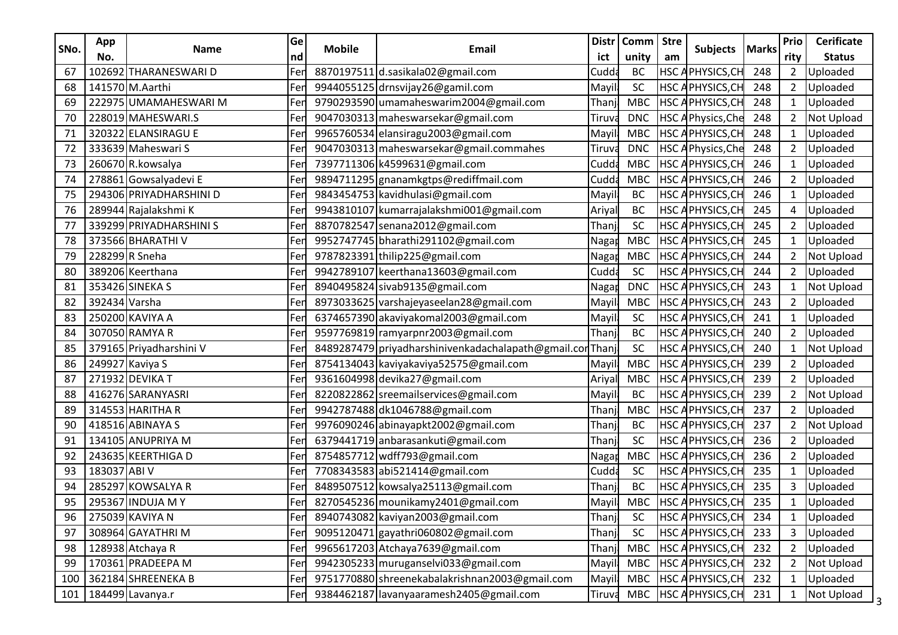| SNo. | App No. | Name | Gend | Mobile | Email | District | Community | Stream | Subjects | Marks | Priority | Cerificate Status |
|---|---|---|---|---|---|---|---|---|---|---|---|---|
| 67 | 102692 | THARANESWARI D | Fer | 8870197511 | d.sasikala02@gmail.com | Cudda | BC | HSC A | PHYSICS,CH | 248 | 2 | Uploaded |
| 68 | 141570 | M.Aarthi | Fer | 9944055125 | drnsvijay26@gamil.com | Mayil | SC | HSC A | PHYSICS,CH | 248 | 2 | Uploaded |
| 69 | 222975 | UMAMAHESWARI M | Fer | 9790293590 | umamaheswarim2004@gmail.com | Thanj | MBC | HSC A | PHYSICS,CH | 248 | 1 | Uploaded |
| 70 | 228019 | MAHESWARI.S | Fer | 9047030313 | maheswarsekar@gmail.com | Tiruva | DNC | HSC A | Physics,Che | 248 | 2 | Not Upload |
| 71 | 320322 | ELANSIRAGU E | Fer | 9965760534 | elansiragu2003@gmail.com | Mayil | MBC | HSC A | PHYSICS,CH | 248 | 1 | Uploaded |
| 72 | 333639 | Maheswari S | Fer | 9047030313 | maheswarsekar@gmail.commahes | Tiruva | DNC | HSC A | Physics,Che | 248 | 2 | Uploaded |
| 73 | 260670 | R.kowsalya | Fer | 7397711306 | k4599631@gmail.com | Cudda | MBC | HSC A | PHYSICS,CH | 246 | 1 | Uploaded |
| 74 | 278861 | Gowsalyadevi E | Fer | 9894711295 | gnanamkgtps@rediffmail.com | Cudda | MBC | HSC A | PHYSICS,CH | 246 | 2 | Uploaded |
| 75 | 294306 | PRIYADHARSHINI D | Fer | 9843454753 | kavidhulasi@gmail.com | Mayil | BC | HSC A | PHYSICS,CH | 246 | 1 | Uploaded |
| 76 | 289944 | Rajalakshmi K | Fer | 9943810107 | kumarrajalakshmi001@gmail.com | Ariyal | BC | HSC A | PHYSICS,CH | 245 | 4 | Uploaded |
| 77 | 339299 | PRIYADHARSHINI S | Fer | 8870782547 | senana2012@gmail.com | Thanj | SC | HSC A | PHYSICS,CH | 245 | 2 | Uploaded |
| 78 | 373566 | BHARATHI V | Fer | 9952747745 | bharathi291102@gmail.com | Nagap | MBC | HSC A | PHYSICS,CH | 245 | 1 | Uploaded |
| 79 | 228299 | R Sneha | Fer | 9787823391 | thilip225@gmail.com | Nagap | MBC | HSC A | PHYSICS,CH | 244 | 2 | Not Upload |
| 80 | 389206 | Keerthana | Fer | 9942789107 | keerthana13603@gmail.com | Cudda | SC | HSC A | PHYSICS,CH | 244 | 2 | Uploaded |
| 81 | 353426 | SINEKA S | Fer | 8940495824 | sivab9135@gmail.com | Nagap | DNC | HSC A | PHYSICS,CH | 243 | 1 | Not Upload |
| 82 | 392434 | Varsha | Fer | 8973033625 | varshajeyaseelan28@gmail.com | Mayil | MBC | HSC A | PHYSICS,CH | 243 | 2 | Uploaded |
| 83 | 250200 | KAVIYA A | Fer | 6374657390 | akaviyakomal2003@gmail.com | Mayil | SC | HSC A | PHYSICS,CH | 241 | 1 | Uploaded |
| 84 | 307050 | RAMYA R | Fer | 9597769819 | ramyarpnr2003@gmail.com | Thanj | BC | HSC A | PHYSICS,CH | 240 | 2 | Uploaded |
| 85 | 379165 | Priyadharshini V | Fer | 8489287479 | priyadharshinivenkadachalapath@gmail.cor | Thanj | SC | HSC A | PHYSICS,CH | 240 | 1 | Not Upload |
| 86 | 249927 | Kaviya S | Fer | 8754134043 | kaviyakaviya52575@gmail.com | Mayil | MBC | HSC A | PHYSICS,CH | 239 | 2 | Uploaded |
| 87 | 271932 | DEVIKA T | Fer | 9361604998 | devika27@gmail.com | Ariyal | MBC | HSC A | PHYSICS,CH | 239 | 2 | Uploaded |
| 88 | 416276 | SARANYASRI | Fer | 8220822862 | sreemailservices@gmail.com | Mayil | BC | HSC A | PHYSICS,CH | 239 | 2 | Not Upload |
| 89 | 314553 | HARITHA R | Fer | 9942787488 | dk1046788@gmail.com | Thanj | MBC | HSC A | PHYSICS,CH | 237 | 2 | Uploaded |
| 90 | 418516 | ABINAYA S | Fer | 9976090246 | abinayapkt2002@gmail.com | Thanj | BC | HSC A | PHYSICS,CH | 237 | 2 | Not Upload |
| 91 | 134105 | ANUPRIYA M | Fer | 6379441719 | anbarasankuti@gmail.com | Thanj | SC | HSC A | PHYSICS,CH | 236 | 2 | Uploaded |
| 92 | 243635 | KEERTHIGA D | Fer | 8754857712 | wdff793@gmail.com | Nagap | MBC | HSC A | PHYSICS,CH | 236 | 2 | Uploaded |
| 93 | 183037 | ABI V | Fer | 7708343583 | abi521414@gmail.com | Cudda | SC | HSC A | PHYSICS,CH | 235 | 1 | Uploaded |
| 94 | 285297 | KOWSALYA R | Fer | 8489507512 | kowsalya25113@gmail.com | Thanj | BC | HSC A | PHYSICS,CH | 235 | 3 | Uploaded |
| 95 | 295367 | INDUJA M Y | Fer | 8270545236 | mounikamy2401@gmail.com | Mayil | MBC | HSC A | PHYSICS,CH | 235 | 1 | Uploaded |
| 96 | 275039 | KAVIYA N | Fer | 8940743082 | kaviyan2003@gmail.com | Thanj | SC | HSC A | PHYSICS,CH | 234 | 1 | Uploaded |
| 97 | 308964 | GAYATHRI M | Fer | 9095120471 | gayathri060802@gmail.com | Thanj | SC | HSC A | PHYSICS,CH | 233 | 3 | Uploaded |
| 98 | 128938 | Atchaya R | Fer | 9965617203 | Atchaya7639@gmail.com | Thanj | MBC | HSC A | PHYSICS,CH | 232 | 2 | Uploaded |
| 99 | 170361 | PRADEEPA M | Fer | 9942305233 | muruganselvi033@gmail.com | Mayil | MBC | HSC A | PHYSICS,CH | 232 | 2 | Not Upload |
| 100 | 362184 | SHREENEKA B | Fer | 9751770880 | shreenekabalakrishnan2003@gmail.com | Mayil | MBC | HSC A | PHYSICS,CH | 232 | 1 | Uploaded |
| 101 | 184499 | Lavanya.r | Fer | 9384462187 | lavanyaaramesh2405@gmail.com | Tiruva | MBC | HSC A | PHYSICS,CH | 231 | 1 | Not Upload |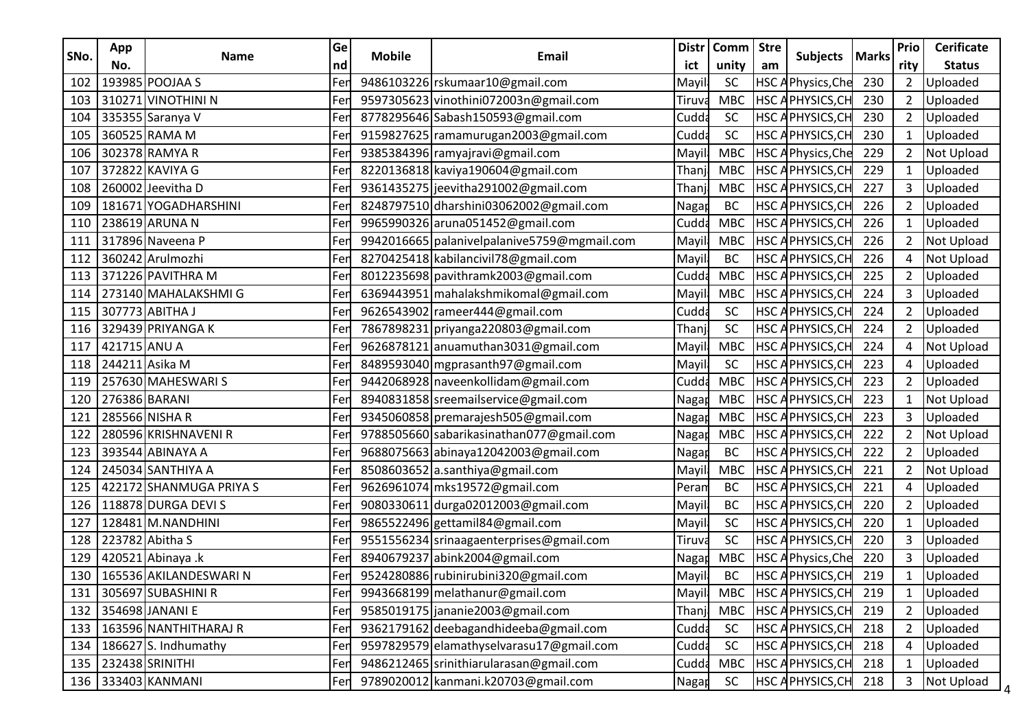| SNo. | App No. | Name | Gend | Mobile | Email | District | Community | Stream | Subjects | Marks | Priority | Cerificate Status |
|---|---|---|---|---|---|---|---|---|---|---|---|---|
| 102 | 193985 | POOJAA S | Fer | 9486103226 | rskumaar10@gmail.com | Mayil | SC | HSC A | Physics,Che | 230 | 2 | Uploaded |
| 103 | 310271 | VINOTHINI N | Fer | 9597305623 | vinothini072003n@gmail.com | Tiruva | MBC | HSC A | PHYSICS,CH | 230 | 2 | Uploaded |
| 104 | 335355 | Saranya V | Fer | 8778295646 | Sabash150593@gmail.com | Cudda | SC | HSC A | PHYSICS,CH | 230 | 2 | Uploaded |
| 105 | 360525 | RAMA M | Fer | 9159827625 | ramamurugan2003@gmail.com | Cudda | SC | HSC A | PHYSICS,CH | 230 | 1 | Uploaded |
| 106 | 302378 | RAMYA R | Fer | 9385384396 | ramyajravi@gmail.com | Mayil | MBC | HSC A | Physics,Che | 229 | 2 | Not Upload |
| 107 | 372822 | KAVIYA G | Fer | 8220136818 | kaviya190604@gmail.com | Thanj | MBC | HSC A | PHYSICS,CH | 229 | 1 | Uploaded |
| 108 | 260002 | Jeevitha D | Fer | 9361435275 | jeevitha291002@gmail.com | Thanj | MBC | HSC A | PHYSICS,CH | 227 | 3 | Uploaded |
| 109 | 181671 | YOGADHARSHINI | Fer | 8248797510 | dharshini03062002@gmail.com | Nagap | BC | HSC A | PHYSICS,CH | 226 | 2 | Uploaded |
| 110 | 238619 | ARUNA N | Fer | 9965990326 | aruna051452@gmail.com | Cudda | MBC | HSC A | PHYSICS,CH | 226 | 1 | Uploaded |
| 111 | 317896 | Naveena P | Fer | 9942016665 | palanivelpalanive5759@mgmail.com | Mayil | MBC | HSC A | PHYSICS,CH | 226 | 2 | Not Upload |
| 112 | 360242 | Arulmozhi | Fer | 8270425418 | kabilancivil78@gmail.com | Mayil | BC | HSC A | PHYSICS,CH | 226 | 4 | Not Upload |
| 113 | 371226 | PAVITHRA M | Fer | 8012235698 | pavithramk2003@gmail.com | Cudda | MBC | HSC A | PHYSICS,CH | 225 | 2 | Uploaded |
| 114 | 273140 | MAHALAKSHMI G | Fer | 6369443951 | mahalakshmikomal@gmail.com | Mayil | MBC | HSC A | PHYSICS,CH | 224 | 3 | Uploaded |
| 115 | 307773 | ABITHA J | Fer | 9626543902 | rameer444@gmail.com | Cudda | SC | HSC A | PHYSICS,CH | 224 | 2 | Uploaded |
| 116 | 329439 | PRIYANGA K | Fer | 7867898231 | priyanga220803@gmail.com | Thanj | SC | HSC A | PHYSICS,CH | 224 | 2 | Uploaded |
| 117 | 421715 | ANU A | Fer | 9626878121 | anuamuthan3031@gmail.com | Mayil | MBC | HSC A | PHYSICS,CH | 224 | 4 | Not Upload |
| 118 | 244211 | Asika M | Fer | 8489593040 | mgprasanth97@gmail.com | Mayil | SC | HSC A | PHYSICS,CH | 223 | 4 | Uploaded |
| 119 | 257630 | MAHESWARI S | Fer | 9442068928 | naveenkollidam@gmail.com | Cudda | MBC | HSC A | PHYSICS,CH | 223 | 2 | Uploaded |
| 120 | 276386 | BARANI | Fer | 8940831858 | sreemailservice@gmail.com | Nagap | MBC | HSC A | PHYSICS,CH | 223 | 1 | Not Upload |
| 121 | 285566 | NISHA R | Fer | 9345060858 | premarajesh505@gmail.com | Nagap | MBC | HSC A | PHYSICS,CH | 223 | 3 | Uploaded |
| 122 | 280596 | KRISHNAVENI R | Fer | 9788505660 | sabarikasinathan077@gmail.com | Nagap | MBC | HSC A | PHYSICS,CH | 222 | 2 | Not Upload |
| 123 | 393544 | ABINAYA A | Fer | 9688075663 | abinaya12042003@gmail.com | Nagap | BC | HSC A | PHYSICS,CH | 222 | 2 | Uploaded |
| 124 | 245034 | SANTHIYA A | Fer | 8508603652 | a.santhiya@gmail.com | Mayil | MBC | HSC A | PHYSICS,CH | 221 | 2 | Not Upload |
| 125 | 422172 | SHANMUGA PRIYA S | Fer | 9626961074 | mks19572@gmail.com | Peram | BC | HSC A | PHYSICS,CH | 221 | 4 | Uploaded |
| 126 | 118878 | DURGA DEVI S | Fer | 9080330611 | durga02012003@gmail.com | Mayil | BC | HSC A | PHYSICS,CH | 220 | 2 | Uploaded |
| 127 | 128481 | M.NANDHINI | Fer | 9865522496 | gettamil84@gmail.com | Mayil | SC | HSC A | PHYSICS,CH | 220 | 1 | Uploaded |
| 128 | 223782 | Abitha S | Fer | 9551556234 | srinaagaenterprises@gmail.com | Tiruva | SC | HSC A | PHYSICS,CH | 220 | 3 | Uploaded |
| 129 | 420521 | Abinaya .k | Fer | 8940679237 | abink2004@gmail.com | Nagap | MBC | HSC A | Physics,Che | 220 | 3 | Uploaded |
| 130 | 165536 | AKILANDESWARI N | Fer | 9524280886 | rubinirubini320@gmail.com | Mayil | BC | HSC A | PHYSICS,CH | 219 | 1 | Uploaded |
| 131 | 305697 | SUBASHINI R | Fer | 9943668199 | melathanur@gmail.com | Mayil | MBC | HSC A | PHYSICS,CH | 219 | 1 | Uploaded |
| 132 | 354698 | JANANI E | Fer | 9585019175 | jananie2003@gmail.com | Thanj | MBC | HSC A | PHYSICS,CH | 219 | 2 | Uploaded |
| 133 | 163596 | NANTHITHARAJ R | Fer | 9362179162 | deebagandhideeba@gmail.com | Cudda | SC | HSC A | PHYSICS,CH | 218 | 2 | Uploaded |
| 134 | 186627 | S. Indhumathy | Fer | 9597829579 | elamathyselvarasu17@gmail.com | Cudda | SC | HSC A | PHYSICS,CH | 218 | 4 | Uploaded |
| 135 | 232438 | SRINITHI | Fer | 9486212465 | srinithiarularasan@gmail.com | Cudda | MBC | HSC A | PHYSICS,CH | 218 | 1 | Uploaded |
| 136 | 333403 | KANMANI | Fer | 9789020012 | kanmani.k20703@gmail.com | Nagap | SC | HSC A | PHYSICS,CH | 218 | 3 | Not Upload |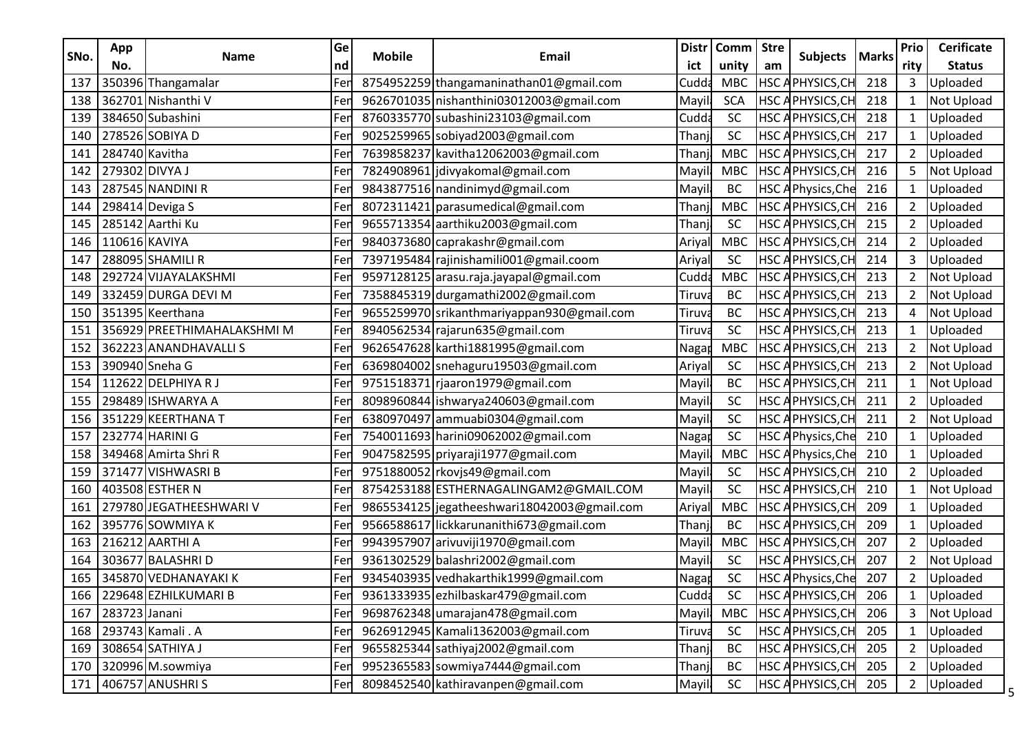| SNo. | App No. | Name | Gend | Mobile | Email | District | Community | Stream | Subjects | Marks | Priority | Cerificate Status |
|---|---|---|---|---|---|---|---|---|---|---|---|---|
| 137 | 350396 | Thangamalar | Fem | 8754952259 | thangamaninathan01@gmail.com | Cudda | MBC | HSC A | PHYSICS,CH | 218 | 3 | Uploaded |
| 138 | 362701 | Nishanthi V | Fem | 9626701035 | nishanthini03012003@gmail.com | Mayil | SCA | HSC A | PHYSICS,CH | 218 | 1 | Not Upload |
| 139 | 384650 | Subashini | Fem | 8760335770 | subashini23103@gmail.com | Cudda | SC | HSC A | PHYSICS,CH | 218 | 1 | Uploaded |
| 140 | 278526 | SOBIYA D | Fem | 9025259965 | sobiyad2003@gmail.com | Thanj | SC | HSC A | PHYSICS,CH | 217 | 1 | Uploaded |
| 141 | 284740 | Kavitha | Fem | 7639858237 | kavitha12062003@gmail.com | Thanj | MBC | HSC A | PHYSICS,CH | 217 | 2 | Uploaded |
| 142 | 279302 | DIVYA J | Fem | 7824908961 | jdivyakomal@gmail.com | Mayil | MBC | HSC A | PHYSICS,CH | 216 | 5 | Not Upload |
| 143 | 287545 | NANDINI R | Fem | 9843877516 | nandinimyd@gmail.com | Mayil | BC | HSC A | Physics,Che | 216 | 1 | Uploaded |
| 144 | 298414 | Deviga S | Fem | 8072311421 | parasumedical@gmail.com | Thanj | MBC | HSC A | PHYSICS,CH | 216 | 2 | Uploaded |
| 145 | 285142 | Aarthi Ku | Fem | 9655713354 | aarthiku2003@gmail.com | Thanj | SC | HSC A | PHYSICS,CH | 215 | 2 | Uploaded |
| 146 | 110616 | KAVIYA | Fem | 9840373680 | caprakashr@gmail.com | Ariyal | MBC | HSC A | PHYSICS,CH | 214 | 2 | Uploaded |
| 147 | 288095 | SHAMILI R | Fem | 7397195484 | rajinishamili001@gmail.coom | Ariyal | SC | HSC A | PHYSICS,CH | 214 | 3 | Uploaded |
| 148 | 292724 | VIJAYALAKSHMI | Fem | 9597128125 | arasu.raja.jayapal@gmail.com | Cudda | MBC | HSC A | PHYSICS,CH | 213 | 2 | Not Upload |
| 149 | 332459 | DURGA DEVI M | Fem | 7358845319 | durgamathi2002@gmail.com | Tiruva | BC | HSC A | PHYSICS,CH | 213 | 2 | Not Upload |
| 150 | 351395 | Keerthana | Fem | 9655259970 | srikanthmariyappan930@gmail.com | Tiruva | BC | HSC A | PHYSICS,CH | 213 | 4 | Not Upload |
| 151 | 356929 | PREETHIMAHALAKSHMI M | Fem | 8940562534 | rajarun635@gmail.com | Tiruva | SC | HSC A | PHYSICS,CH | 213 | 1 | Uploaded |
| 152 | 362223 | ANANDHAVALLI S | Fem | 9626547628 | karthi1881995@gmail.com | Nagap | MBC | HSC A | PHYSICS,CH | 213 | 2 | Not Upload |
| 153 | 390940 | Sneha G | Fem | 6369804002 | snehaguru19503@gmail.com | Ariyal | SC | HSC A | PHYSICS,CH | 213 | 2 | Not Upload |
| 154 | 112622 | DELPHIYA R J | Fem | 9751518371 | rjaaron1979@gmail.com | Mayil | BC | HSC A | PHYSICS,CH | 211 | 1 | Not Upload |
| 155 | 298489 | ISHWARYA A | Fem | 8098960844 | ishwarya240603@gmail.com | Mayil | SC | HSC A | PHYSICS,CH | 211 | 2 | Uploaded |
| 156 | 351229 | KEERTHANA T | Fem | 6380970497 | ammuabi0304@gmail.com | Mayil | SC | HSC A | PHYSICS,CH | 211 | 2 | Not Upload |
| 157 | 232774 | HARINI G | Fem | 7540011693 | harini09062002@gmail.com | Nagap | SC | HSC A | Physics,Che | 210 | 1 | Uploaded |
| 158 | 349468 | Amirta Shri R | Fem | 9047582595 | priyaraji1977@gmail.com | Mayil | MBC | HSC A | Physics,Che | 210 | 1 | Uploaded |
| 159 | 371477 | VISHWASRI B | Fem | 9751880052 | rkovjs49@gmail.com | Mayil | SC | HSC A | PHYSICS,CH | 210 | 2 | Uploaded |
| 160 | 403508 | ESTHER N | Fem | 8754253188 | ESTHERNAGALINGAM2@GMAIL.COM | Mayil | SC | HSC A | PHYSICS,CH | 210 | 1 | Not Upload |
| 161 | 279780 | JEGATHEESHWARI V | Fem | 9865534125 | jegatheeshwari18042003@gmail.com | Ariyal | MBC | HSC A | PHYSICS,CH | 209 | 1 | Uploaded |
| 162 | 395776 | SOWMIYA K | Fem | 9566588617 | lickkarunanithi673@gmail.com | Thanj | BC | HSC A | PHYSICS,CH | 209 | 1 | Uploaded |
| 163 | 216212 | AARTHI A | Fem | 9943957907 | arivuviji1970@gmail.com | Mayil | MBC | HSC A | PHYSICS,CH | 207 | 2 | Uploaded |
| 164 | 303677 | BALASHRI D | Fem | 9361302529 | balashri2002@gmail.com | Mayil | SC | HSC A | PHYSICS,CH | 207 | 2 | Not Upload |
| 165 | 345870 | VEDHANAYAKI K | Fem | 9345403935 | vedhakarthik1999@gmail.com | Nagap | SC | HSC A | Physics,Che | 207 | 2 | Uploaded |
| 166 | 229648 | EZHILKUMARI B | Fem | 9361333935 | ezhilbaskar479@gmail.com | Cudda | SC | HSC A | PHYSICS,CH | 206 | 1 | Uploaded |
| 167 | 283723 | Janani | Fem | 9698762348 | umarajan478@gmail.com | Mayil | MBC | HSC A | PHYSICS,CH | 206 | 3 | Not Upload |
| 168 | 293743 | Kamali . A | Fem | 9626912945 | Kamali1362003@gmail.com | Tiruva | SC | HSC A | PHYSICS,CH | 205 | 1 | Uploaded |
| 169 | 308654 | SATHIYA J | Fem | 9655825344 | sathiyaj2002@gmail.com | Thanj | BC | HSC A | PHYSICS,CH | 205 | 2 | Uploaded |
| 170 | 320996 | M.sowmiya | Fem | 9952365583 | sowmiya7444@gmail.com | Thanj | BC | HSC A | PHYSICS,CH | 205 | 2 | Uploaded |
| 171 | 406757 | ANUSHRI S | Fem | 8098452540 | kathiravanpen@gmail.com | Mayil | SC | HSC A | PHYSICS,CH | 205 | 2 | Uploaded |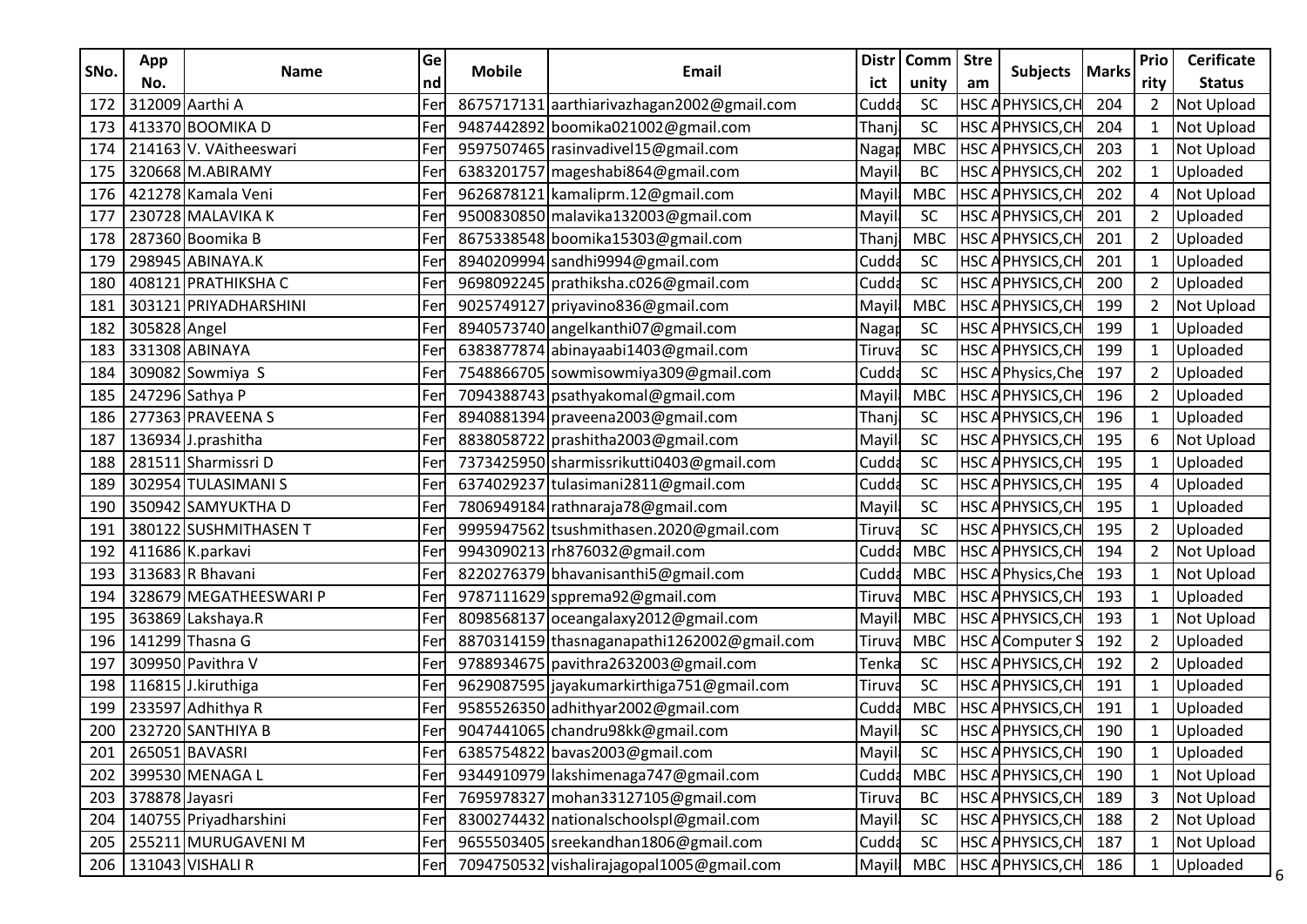| SNo. | App No. | Name | Gend | Mobile | Email | District | Community | Stream | Subjects | Marks | Priority | Cerificate Status |
|---|---|---|---|---|---|---|---|---|---|---|---|---|
| 172 | 312009 | Aarthi A | Fer | 8675717131 | aarthiarivazhagan2002@gmail.com | Cudda | SC | HSC A | PHYSICS,CH | 204 | 2 | Not Upload |
| 173 | 413370 | BOOMIKA D | Fer | 9487442892 | boomika021002@gmail.com | Thanj | SC | HSC A | PHYSICS,CH | 204 | 1 | Not Upload |
| 174 | 214163 | V. VAitheeswari | Fer | 9597507465 | rasinvadivel15@gmail.com | Nagap | MBC | HSC A | PHYSICS,CH | 203 | 1 | Not Upload |
| 175 | 320668 | M.ABIRAMY | Fer | 6383201757 | mageshabi864@gmail.com | Mayil | BC | HSC A | PHYSICS,CH | 202 | 1 | Uploaded |
| 176 | 421278 | Kamala Veni | Fer | 9626878121 | kamaliprm.12@gmail.com | Mayil | MBC | HSC A | PHYSICS,CH | 202 | 4 | Not Upload |
| 177 | 230728 | MALAVIKA K | Fer | 9500830850 | malavika132003@gmail.com | Mayil | SC | HSC A | PHYSICS,CH | 201 | 2 | Uploaded |
| 178 | 287360 | Boomika B | Fer | 8675338548 | boomika15303@gmail.com | Thanj | MBC | HSC A | PHYSICS,CH | 201 | 2 | Uploaded |
| 179 | 298945 | ABINAYA.K | Fer | 8940209994 | sandhi9994@gmail.com | Cudda | SC | HSC A | PHYSICS,CH | 201 | 1 | Uploaded |
| 180 | 408121 | PRATHIKSHA C | Fer | 9698092245 | prathiksha.c026@gmail.com | Cudda | SC | HSC A | PHYSICS,CH | 200 | 2 | Uploaded |
| 181 | 303121 | PRIYADHARSHINI | Fer | 9025749127 | priyavino836@gmail.com | Mayil | MBC | HSC A | PHYSICS,CH | 199 | 2 | Not Upload |
| 182 | 305828 | Angel | Fer | 8940573740 | angelkanthi07@gmail.com | Nagap | SC | HSC A | PHYSICS,CH | 199 | 1 | Uploaded |
| 183 | 331308 | ABINAYA | Fer | 6383877874 | abinayaabi1403@gmail.com | Tiruva | SC | HSC A | PHYSICS,CH | 199 | 1 | Uploaded |
| 184 | 309082 | Sowmiya S | Fer | 7548866705 | sowmisowmiya309@gmail.com | Cudda | SC | HSC A | Physics,Che | 197 | 2 | Uploaded |
| 185 | 247296 | Sathya P | Fer | 7094388743 | psathyakomal@gmail.com | Mayil | MBC | HSC A | PHYSICS,CH | 196 | 2 | Uploaded |
| 186 | 277363 | PRAVEENA S | Fer | 8940881394 | praveena2003@gmail.com | Thanj | SC | HSC A | PHYSICS,CH | 196 | 1 | Uploaded |
| 187 | 136934 | J.prashitha | Fer | 8838058722 | prashitha2003@gmail.com | Mayil | SC | HSC A | PHYSICS,CH | 195 | 6 | Not Upload |
| 188 | 281511 | Sharmissri D | Fer | 7373425950 | sharmissrikutti0403@gmail.com | Cudda | SC | HSC A | PHYSICS,CH | 195 | 1 | Uploaded |
| 189 | 302954 | TULASIMANI S | Fer | 6374029237 | tulasimani2811@gmail.com | Cudda | SC | HSC A | PHYSICS,CH | 195 | 4 | Uploaded |
| 190 | 350942 | SAMYUKTHA D | Fer | 7806949184 | rathnaraja78@gmail.com | Mayil | SC | HSC A | PHYSICS,CH | 195 | 1 | Uploaded |
| 191 | 380122 | SUSHMITHASEN T | Fer | 9995947562 | tsushmithasen.2020@gmail.com | Tiruva | SC | HSC A | PHYSICS,CH | 195 | 2 | Uploaded |
| 192 | 411686 | K.parkavi | Fer | 9943090213 | rh876032@gmail.com | Cudda | MBC | HSC A | PHYSICS,CH | 194 | 2 | Not Upload |
| 193 | 313683 | R Bhavani | Fer | 8220276379 | bhavanisanthi5@gmail.com | Cudda | MBC | HSC A | Physics,Che | 193 | 1 | Not Upload |
| 194 | 328679 | MEGATHEESWARI P | Fer | 9787111629 | spprema92@gmail.com | Tiruva | MBC | HSC A | PHYSICS,CH | 193 | 1 | Uploaded |
| 195 | 363869 | Lakshaya.R | Fer | 8098568137 | oceangalaxy2012@gmail.com | Mayil | MBC | HSC A | PHYSICS,CH | 193 | 1 | Not Upload |
| 196 | 141299 | Thasna G | Fer | 8870314159 | thasnaganapathi1262002@gmail.com | Tiruva | MBC | HSC A | Computer S | 192 | 2 | Uploaded |
| 197 | 309950 | Pavithra V | Fer | 9788934675 | pavithra2632003@gmail.com | Tenka | SC | HSC A | PHYSICS,CH | 192 | 2 | Uploaded |
| 198 | 116815 | J.kiruthiga | Fer | 9629087595 | jayakumarkirthiga751@gmail.com | Tiruva | SC | HSC A | PHYSICS,CH | 191 | 1 | Uploaded |
| 199 | 233597 | Adhithya R | Fer | 9585526350 | adhithyar2002@gmail.com | Cudda | MBC | HSC A | PHYSICS,CH | 191 | 1 | Uploaded |
| 200 | 232720 | SANTHIYA B | Fer | 9047441065 | chandru98kk@gmail.com | Mayil | SC | HSC A | PHYSICS,CH | 190 | 1 | Uploaded |
| 201 | 265051 | BAVASRI | Fer | 6385754822 | bavas2003@gmail.com | Mayil | SC | HSC A | PHYSICS,CH | 190 | 1 | Uploaded |
| 202 | 399530 | MENAGA L | Fer | 9344910979 | lakshimenaga747@gmail.com | Cudda | MBC | HSC A | PHYSICS,CH | 190 | 1 | Not Upload |
| 203 | 378878 | Jayasri | Fer | 7695978327 | mohan33127105@gmail.com | Tiruva | BC | HSC A | PHYSICS,CH | 189 | 3 | Not Upload |
| 204 | 140755 | Priyadharshini | Fer | 8300274432 | nationalschoolspl@gmail.com | Mayil | SC | HSC A | PHYSICS,CH | 188 | 2 | Not Upload |
| 205 | 255211 | MURUGAVENI M | Fer | 9655503405 | sreekandhan1806@gmail.com | Cudda | SC | HSC A | PHYSICS,CH | 187 | 1 | Not Upload |
| 206 | 131043 | VISHALI R | Fer | 7094750532 | vishalirajagopal1005@gmail.com | Mayil | MBC | HSC A | PHYSICS,CH | 186 | 1 | Uploaded |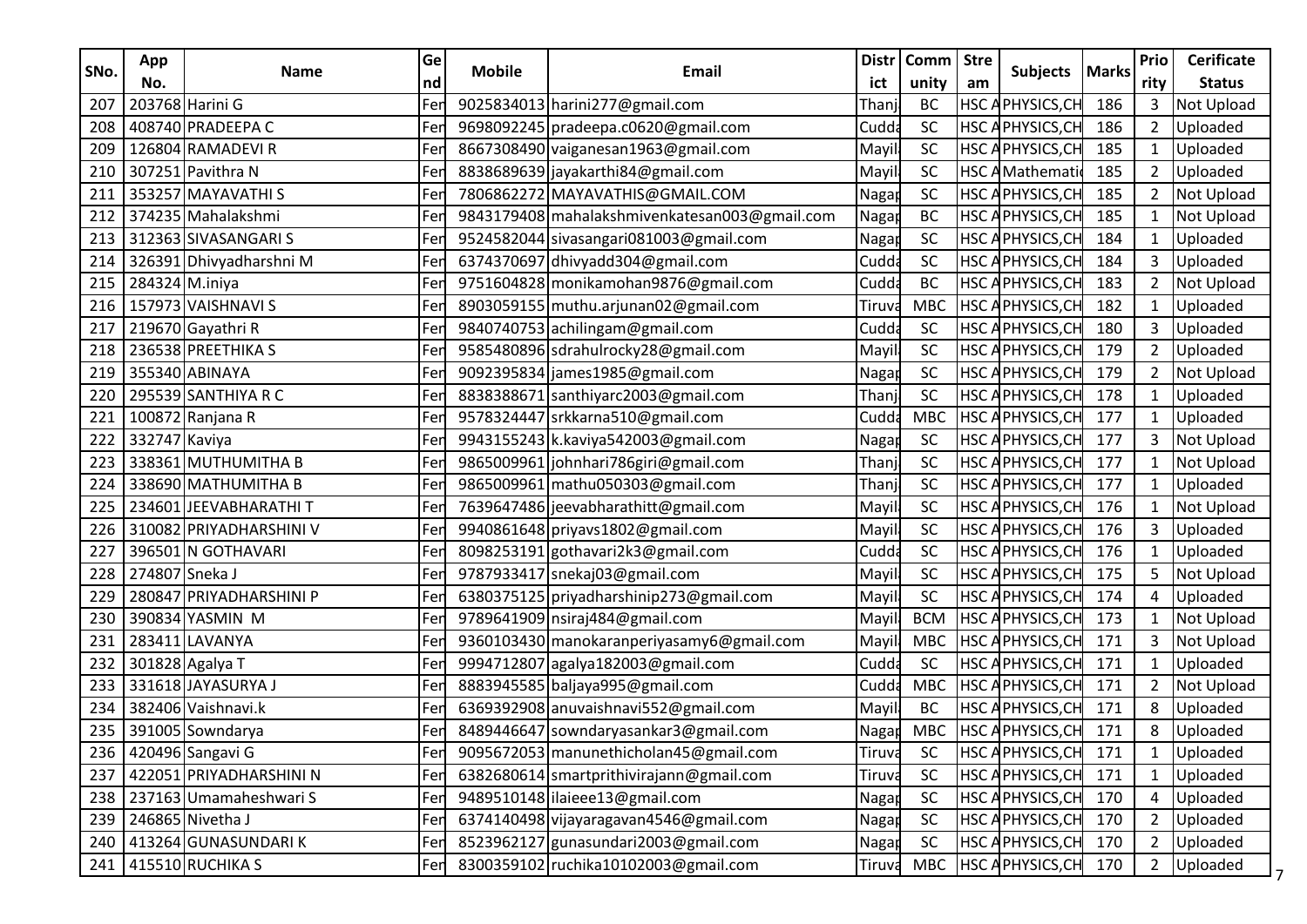| SNo. | App No. | Name | Gend | Mobile | Email | District | Community | Stream | Subjects | Marks | Priority | Cerificate Status |
|---|---|---|---|---|---|---|---|---|---|---|---|---|
| 207 | 203768 | Harini G | Fer | 9025834013 | harini277@gmail.com | Thanj | BC | HSC A | PHYSICS,CH | 186 | 3 | Not Upload |
| 208 | 408740 | PRADEEPA C | Fer | 9698092245 | pradeepa.c0620@gmail.com | Cudda | SC | HSC A | PHYSICS,CH | 186 | 2 | Uploaded |
| 209 | 126804 | RAMADEVI R | Fer | 8667308490 | vaiganesan1963@gmail.com | Mayil | SC | HSC A | PHYSICS,CH | 185 | 1 | Uploaded |
| 210 | 307251 | Pavithra N | Fer | 8838689639 | jayakarthi84@gmail.com | Mayil | SC | HSC A | Mathemati | 185 | 2 | Uploaded |
| 211 | 353257 | MAYAVATHI S | Fer | 7806862272 | MAYAVATHIS@GMAIL.COM | Nagap | SC | HSC A | PHYSICS,CH | 185 | 2 | Not Upload |
| 212 | 374235 | Mahalakshmi | Fer | 9843179408 | mahalakshmivenkatesan003@gmail.com | Nagap | BC | HSC A | PHYSICS,CH | 185 | 1 | Not Upload |
| 213 | 312363 | SIVASANGARI S | Fer | 9524582044 | sivasangari081003@gmail.com | Nagap | SC | HSC A | PHYSICS,CH | 184 | 1 | Uploaded |
| 214 | 326391 | Dhivyadharshni M | Fer | 6374370697 | dhivyadd304@gmail.com | Cudda | SC | HSC A | PHYSICS,CH | 184 | 3 | Uploaded |
| 215 | 284324 | M.iniya | Fer | 9751604828 | monikamohan9876@gmail.com | Cudda | BC | HSC A | PHYSICS,CH | 183 | 2 | Not Upload |
| 216 | 157973 | VAISHNAVI S | Fer | 8903059155 | muthu.arjunan02@gmail.com | Tiruva | MBC | HSC A | PHYSICS,CH | 182 | 1 | Uploaded |
| 217 | 219670 | Gayathri R | Fer | 9840740753 | achilingam@gmail.com | Cudda | SC | HSC A | PHYSICS,CH | 180 | 3 | Uploaded |
| 218 | 236538 | PREETHIKA S | Fer | 9585480896 | sdrahulrocky28@gmail.com | Mayil | SC | HSC A | PHYSICS,CH | 179 | 2 | Uploaded |
| 219 | 355340 | ABINAYA | Fer | 9092395834 | james1985@gmail.com | Nagap | SC | HSC A | PHYSICS,CH | 179 | 2 | Not Upload |
| 220 | 295539 | SANTHIYA R C | Fer | 8838388671 | santhiyarc2003@gmail.com | Thanj | SC | HSC A | PHYSICS,CH | 178 | 1 | Uploaded |
| 221 | 100872 | Ranjana R | Fer | 9578324447 | srkkarna510@gmail.com | Cudda | MBC | HSC A | PHYSICS,CH | 177 | 1 | Uploaded |
| 222 | 332747 | Kaviya | Fer | 9943155243 | k.kaviya542003@gmail.com | Nagap | SC | HSC A | PHYSICS,CH | 177 | 3 | Not Upload |
| 223 | 338361 | MUTHUMITHA B | Fer | 9865009961 | johnhari786giri@gmail.com | Thanj | SC | HSC A | PHYSICS,CH | 177 | 1 | Not Upload |
| 224 | 338690 | MATHUMITHA B | Fer | 9865009961 | mathu050303@gmail.com | Thanj | SC | HSC A | PHYSICS,CH | 177 | 1 | Uploaded |
| 225 | 234601 | JEEVABHARATHI T | Fer | 7639647486 | jeevabharathitt@gmail.com | Mayil | SC | HSC A | PHYSICS,CH | 176 | 1 | Not Upload |
| 226 | 310082 | PRIYADHARSHINI V | Fer | 9940861648 | priyavs1802@gmail.com | Mayil | SC | HSC A | PHYSICS,CH | 176 | 3 | Uploaded |
| 227 | 396501 | N GOTHAVARI | Fer | 8098253191 | gothavari2k3@gmail.com | Cudda | SC | HSC A | PHYSICS,CH | 176 | 1 | Uploaded |
| 228 | 274807 | Sneka J | Fer | 9787933417 | snekaj03@gmail.com | Mayil | SC | HSC A | PHYSICS,CH | 175 | 5 | Not Upload |
| 229 | 280847 | PRIYADHARSHINI P | Fer | 6380375125 | priyadharshinip273@gmail.com | Mayil | SC | HSC A | PHYSICS,CH | 174 | 4 | Uploaded |
| 230 | 390834 | YASMIN M | Fer | 9789641909 | nsiraj484@gmail.com | Mayil | BCM | HSC A | PHYSICS,CH | 173 | 1 | Not Upload |
| 231 | 283411 | LAVANYA | Fer | 9360103430 | manokaranperiyasamy6@gmail.com | Mayil | MBC | HSC A | PHYSICS,CH | 171 | 3 | Not Upload |
| 232 | 301828 | Agalya T | Fer | 9994712807 | agalya182003@gmail.com | Cudda | SC | HSC A | PHYSICS,CH | 171 | 1 | Uploaded |
| 233 | 331618 | JAYASURYA J | Fer | 8883945585 | baljaya995@gmail.com | Cudda | MBC | HSC A | PHYSICS,CH | 171 | 2 | Not Upload |
| 234 | 382406 | Vaishnavi.k | Fer | 6369392908 | anuvaishnavi552@gmail.com | Mayil | BC | HSC A | PHYSICS,CH | 171 | 8 | Uploaded |
| 235 | 391005 | Sowndarya | Fer | 8489446647 | sowndaryasankar3@gmail.com | Nagap | MBC | HSC A | PHYSICS,CH | 171 | 8 | Uploaded |
| 236 | 420496 | Sangavi G | Fer | 9095672053 | manunethicholan45@gmail.com | Tiruva | SC | HSC A | PHYSICS,CH | 171 | 1 | Uploaded |
| 237 | 422051 | PRIYADHARSHINI N | Fer | 6382680614 | smartprithivirajann@gmail.com | Tiruva | SC | HSC A | PHYSICS,CH | 171 | 1 | Uploaded |
| 238 | 237163 | Umamaheshwari S | Fer | 9489510148 | ilaieee13@gmail.com | Nagap | SC | HSC A | PHYSICS,CH | 170 | 4 | Uploaded |
| 239 | 246865 | Nivetha J | Fer | 6374140498 | vijayaragavan4546@gmail.com | Nagap | SC | HSC A | PHYSICS,CH | 170 | 2 | Uploaded |
| 240 | 413264 | GUNASUNDARI K | Fer | 8523962127 | gunasundari2003@gmail.com | Nagap | SC | HSC A | PHYSICS,CH | 170 | 2 | Uploaded |
| 241 | 415510 | RUCHIKA S | Fer | 8300359102 | ruchika10102003@gmail.com | Tiruva | MBC | HSC A | PHYSICS,CH | 170 | 2 | Uploaded |